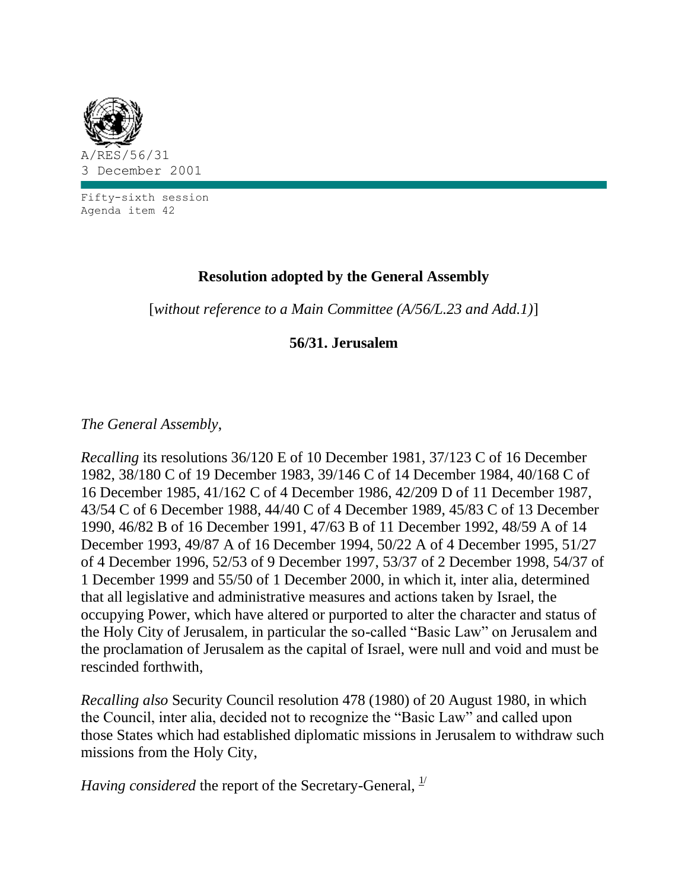A/RES/56/31
3 December 2001

Fifty-sixth session
Agenda item 42

## Resolution adopted by the General Assembly

[*without reference to a Main Committee (A/56/L.23 and Add.1)*]

## 56/31. Jerusalem

*The General Assembly*,

*Recalling* its resolutions 36/120 E of 10 December 1981, 37/123 C of 16 December 1982, 38/180 C of 19 December 1983, 39/146 C of 14 December 1984, 40/168 C of 16 December 1985, 41/162 C of 4 December 1986, 42/209 D of 11 December 1987, 43/54 C of 6 December 1988, 44/40 C of 4 December 1989, 45/83 C of 13 December 1990, 46/82 B of 16 December 1991, 47/63 B of 11 December 1992, 48/59 A of 14 December 1993, 49/87 A of 16 December 1994, 50/22 A of 4 December 1995, 51/27 of 4 December 1996, 52/53 of 9 December 1997, 53/37 of 2 December 1998, 54/37 of 1 December 1999 and 55/50 of 1 December 2000, in which it, inter alia, determined that all legislative and administrative measures and actions taken by Israel, the occupying Power, which have altered or purported to alter the character and status of the Holy City of Jerusalem, in particular the so-called "Basic Law" on Jerusalem and the proclamation of Jerusalem as the capital of Israel, were null and void and must be rescinded forthwith,

*Recalling also* Security Council resolution 478 (1980) of 20 August 1980, in which the Council, inter alia, decided not to recognize the "Basic Law" and called upon those States which had established diplomatic missions in Jerusalem to withdraw such missions from the Holy City,

*Having considered* the report of the Secretary-General, [1/]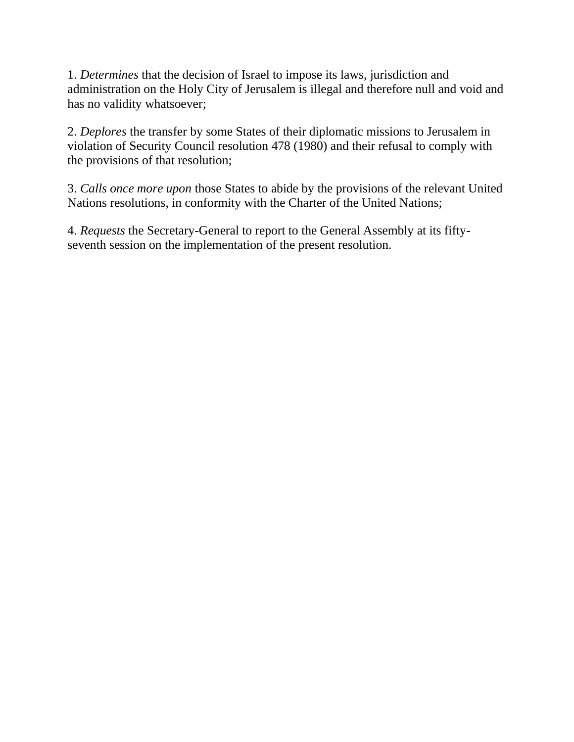1. *Determines* that the decision of Israel to impose its laws, jurisdiction and administration on the Holy City of Jerusalem is illegal and therefore null and void and has no validity whatsoever;

2. *Deplores* the transfer by some States of their diplomatic missions to Jerusalem in violation of Security Council resolution 478 (1980) and their refusal to comply with the provisions of that resolution;

3. *Calls once more upon* those States to abide by the provisions of the relevant United Nations resolutions, in conformity with the Charter of the United Nations;

4. *Requests* the Secretary-General to report to the General Assembly at its fifty-seventh session on the implementation of the present resolution.